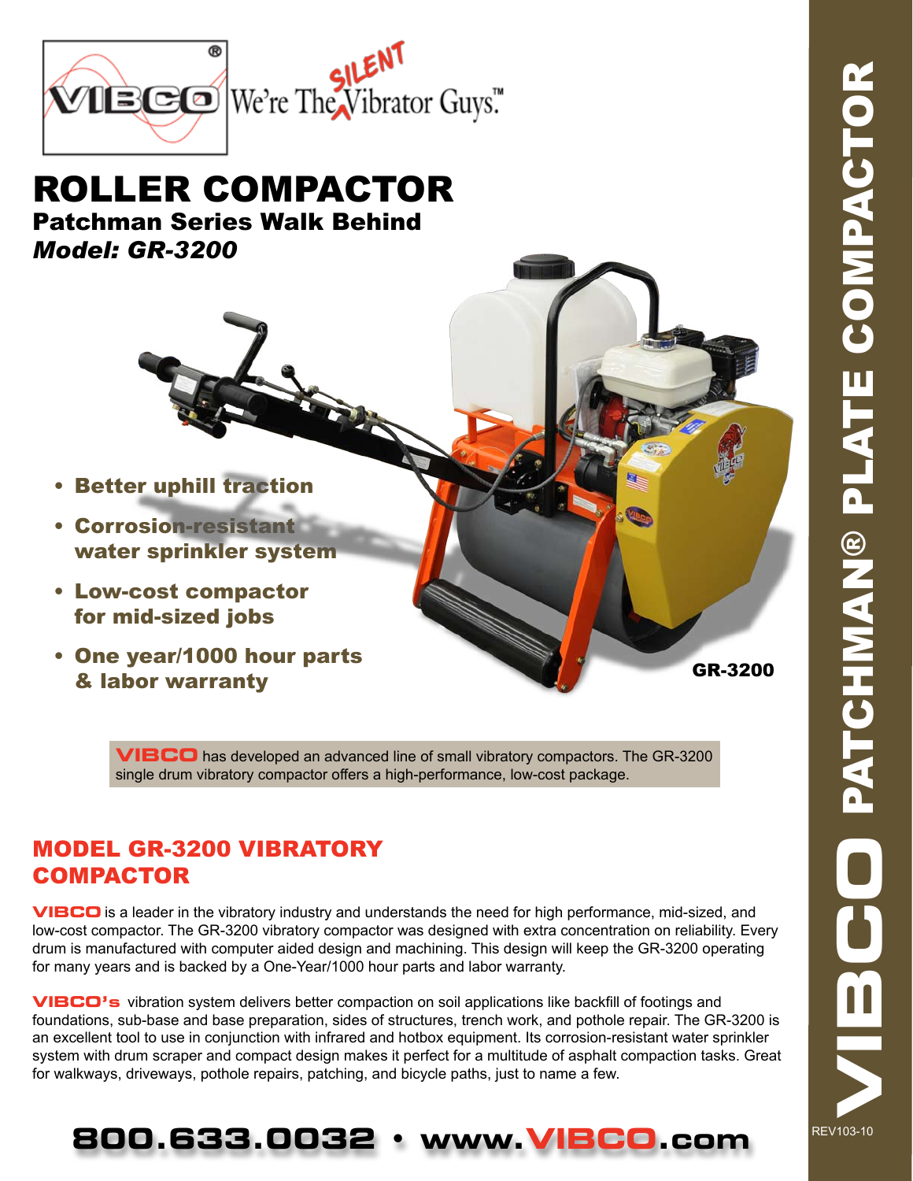VIBCO® We're The SILENT Vibrator Guys.™

# ROLLER COMPACTOR

## Patchman Series Walk Behind

***Model: GR-3200***

- **Better uphill traction**
- **Corrosion-resistant water sprinkler system**
- **Low-cost compactor for mid-sized jobs**
- **One year/1000 hour parts & labor warranty**

GR-3200

**VIBCO** has developed an advanced line of small vibratory compactors. The GR-3200 single drum vibratory compactor offers a high-performance, low-cost package.

## MODEL GR-3200 VIBRATORY COMPACTOR

**VIBCO** is a leader in the vibratory industry and understands the need for high performance, mid-sized, and low-cost compactor. The GR-3200 vibratory compactor was designed with extra concentration on reliability. Every drum is manufactured with computer aided design and machining. This design will keep the GR-3200 operating for many years and is backed by a One-Year/1000 hour parts and labor warranty.

**VIBCO's** vibration system delivers better compaction on soil applications like backfill of footings and foundations, sub-base and base preparation, sides of structures, trench work, and pothole repair. The GR-3200 is an excellent tool to use in conjunction with infrared and hotbox equipment. Its corrosion-resistant water sprinkler system with drum scraper and compact design makes it perfect for a multitude of asphalt compaction tasks. Great for walkways, driveways, pothole repairs, patching, and bicycle paths, just to name a few.

**800.633.0032 • www.VIBCO.com**

VIBCO PATCHMAN® PLATE COMPACTOR

REV103-10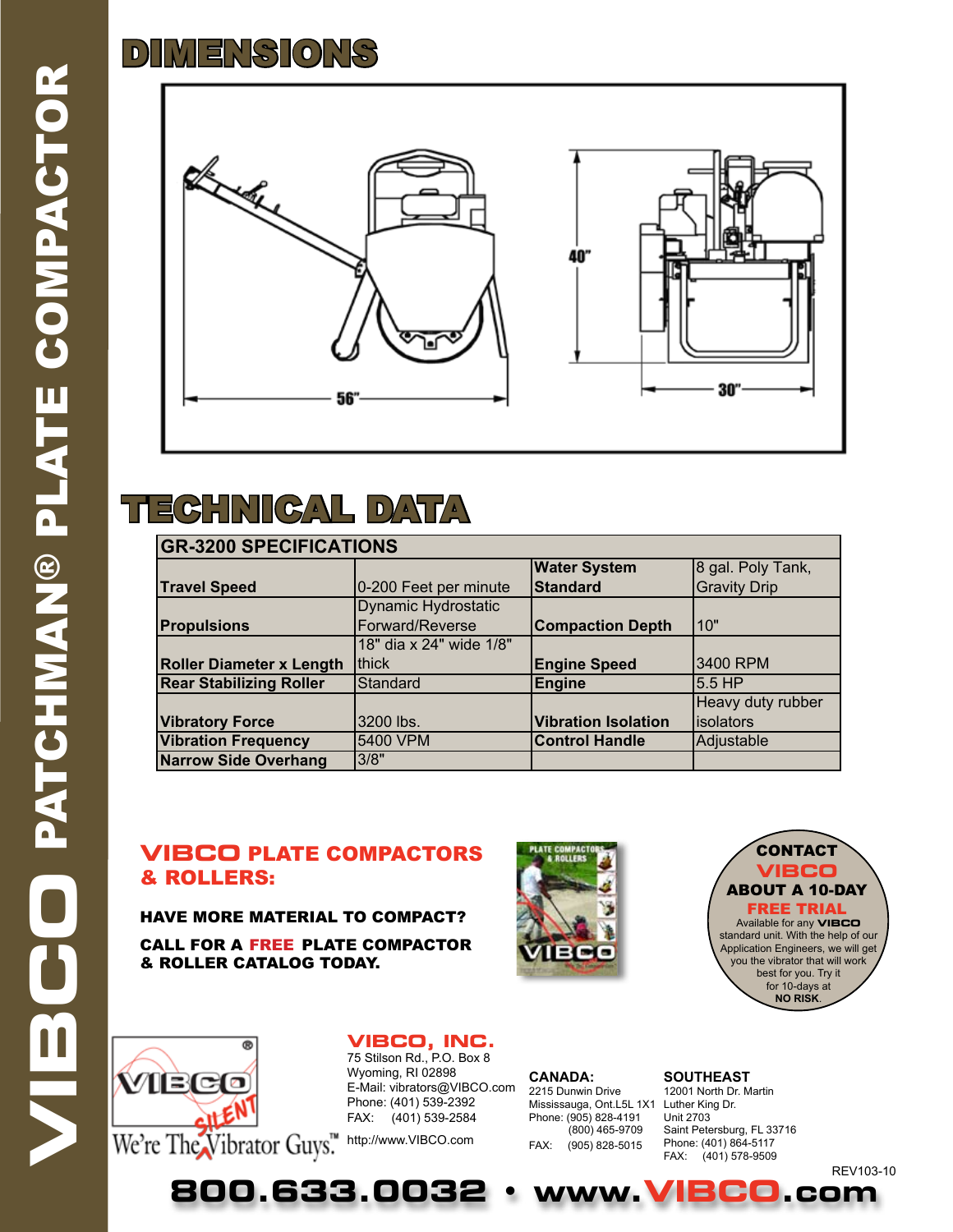# DIMENSIONS

40"

56"

30"

# TECHNICAL DATA

| GR-3200 SPECIFICATIONS | | | |
|---|---|---|---|
| **Travel Speed** | 0-200 Feet per minute | **Water System Standard** | 8 gal. Poly Tank, Gravity Drip |
| **Propulsions** | Dynamic Hydrostatic Forward/Reverse | **Compaction Depth** | 10" |
| **Roller Diameter x Length** | 18" dia x 24" wide 1/8" thick | **Engine Speed** | 3400 RPM |
| **Rear Stabilizing Roller** | Standard | **Engine** | 5.5 HP |
| **Vibratory Force** | 3200 lbs. | **Vibration Isolation** | Heavy duty rubber isolators |
| **Vibration Frequency** | 5400 VPM | **Control Handle** | Adjustable |
| **Narrow Side Overhang** | 3/8" | | |

## VIBCO PLATE COMPACTORS & ROLLERS:

**HAVE MORE MATERIAL TO COMPACT?**

**CALL FOR A FREE PLATE COMPACTOR & ROLLER CATALOG TODAY.**

**CONTACT VIBCO ABOUT A 10-DAY FREE TRIAL**

Available for any **VIBCO** standard unit. With the help of our Application Engineers, we will get you the vibrator that will work best for you. Try it for 10-days at **NO RISK**.

VIBCO® SILENT We're The Vibrator Guys.™

**VIBCO, INC.**
75 Stilson Rd., P.O. Box 8
Wyoming, RI 02898
E-Mail: vibrators@VIBCO.com
Phone: (401) 539-2392
FAX: (401) 539-2584
http://www.VIBCO.com

**CANADA:**
2215 Dunwin Drive
Mississauga, Ont.L5L 1X1
Phone: (905) 828-4191
(800) 465-9709
FAX: (905) 828-5015

**SOUTHEAST**
12001 North Dr. Martin Luther King Dr.
Unit 2703
Saint Petersburg, FL 33716
Phone: (401) 864-5117
FAX: (401) 578-9509

REV103-10

**800.633.0032 • www.VIBCO.com**